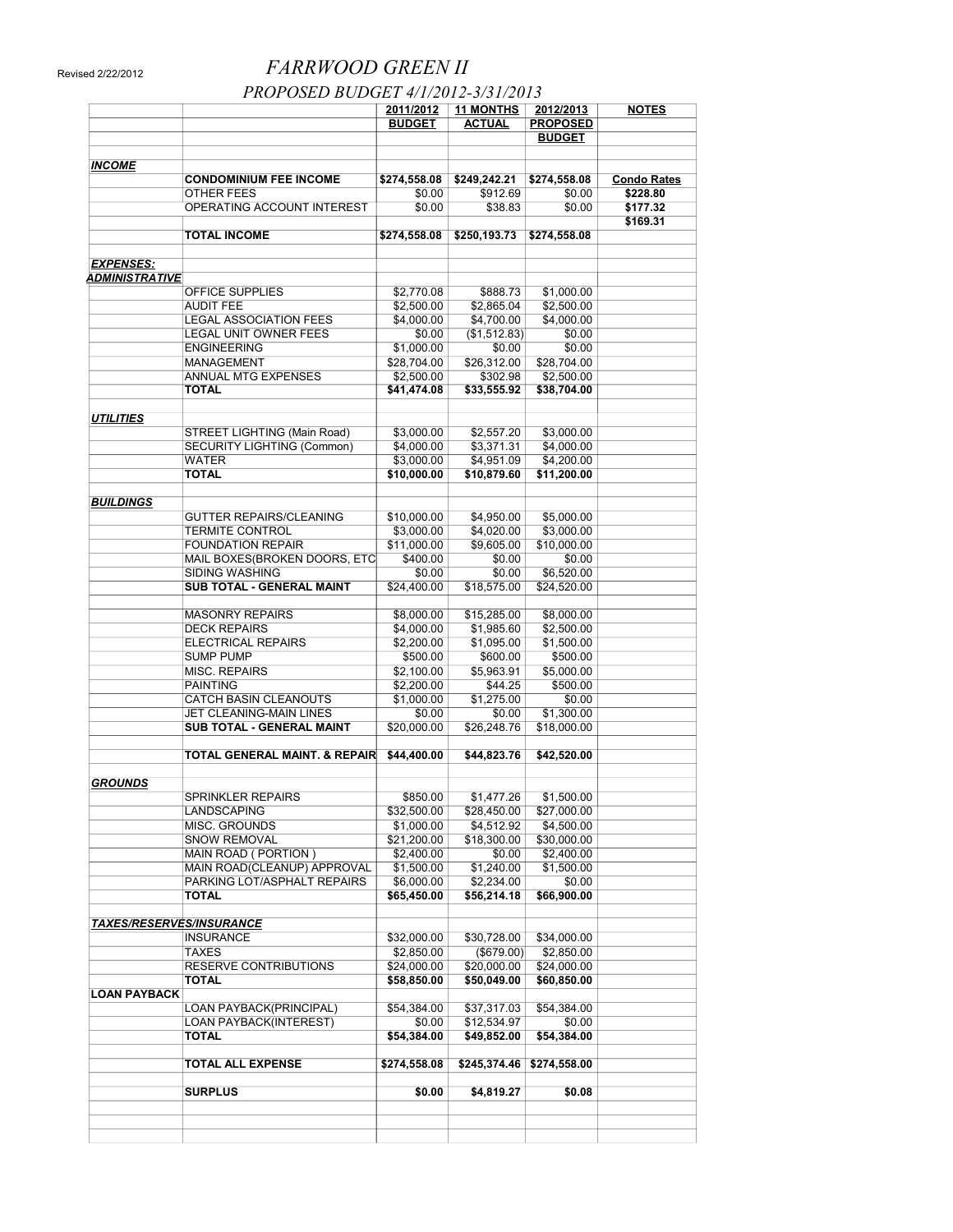Revised 2/22/2012

# FARRWOOD GREEN II

## PROPOSED BUDGET 4/1/2012-3/31/2013

| | | 2011/2012 BUDGET | 11 MONTHS ACTUAL | 2012/2013 PROPOSED BUDGET | NOTES |
|---|---|---|---|---|---|
| ***INCOME*** | | | | | |
| | **CONDOMINIUM FEE INCOME** | **$274,558.08** | **$249,242.21** | **$274,558.08** | **Condo Rates** |
| | OTHER FEES | $0.00 | $912.69 | $0.00 | **$228.80** |
| | OPERATING ACCOUNT INTEREST | $0.00 | $38.83 | $0.00 | **$177.32** |
| | | | | | **$169.31** |
| | **TOTAL INCOME** | **$274,558.08** | **$250,193.73** | **$274,558.08** | |
| ***EXPENSES:*** | | | | | |
| ***ADMINISTRATIVE*** | | | | | |
| | OFFICE SUPPLIES | $2,770.08 | $888.73 | $1,000.00 | |
| | AUDIT FEE | $2,500.00 | $2,865.04 | $2,500.00 | |
| | LEGAL ASSOCIATION FEES | $4,000.00 | $4,700.00 | $4,000.00 | |
| | LEGAL UNIT OWNER FEES | $0.00 | ($1,512.83) | $0.00 | |
| | ENGINEERING | $1,000.00 | $0.00 | $0.00 | |
| | MANAGEMENT | $28,704.00 | $26,312.00 | $28,704.00 | |
| | ANNUAL MTG EXPENSES | $2,500.00 | $302.98 | $2,500.00 | |
| | **TOTAL** | **$41,474.08** | **$33,555.92** | **$38,704.00** | |
| ***UTILITIES*** | | | | | |
| | STREET LIGHTING (Main Road) | $3,000.00 | $2,557.20 | $3,000.00 | |
| | SECURITY LIGHTING (Common) | $4,000.00 | $3,371.31 | $4,000.00 | |
| | WATER | $3,000.00 | $4,951.09 | $4,200.00 | |
| | **TOTAL** | **$10,000.00** | **$10,879.60** | **$11,200.00** | |
| ***BUILDINGS*** | | | | | |
| | GUTTER REPAIRS/CLEANING | $10,000.00 | $4,950.00 | $5,000.00 | |
| | TERMITE CONTROL | $3,000.00 | $4,020.00 | $3,000.00 | |
| | FOUNDATION REPAIR | $11,000.00 | $9,605.00 | $10,000.00 | |
| | MAIL BOXES(BROKEN DOORS, ETC | $400.00 | $0.00 | $0.00 | |
| | SIDING WASHING | $0.00 | $0.00 | $6,520.00 | |
| | **SUB TOTAL - GENERAL MAINT** | $24,400.00 | $18,575.00 | $24,520.00 | |
| | MASONRY REPAIRS | $8,000.00 | $15,285.00 | $8,000.00 | |
| | DECK REPAIRS | $4,000.00 | $1,985.60 | $2,500.00 | |
| | ELECTRICAL REPAIRS | $2,200.00 | $1,095.00 | $1,500.00 | |
| | SUMP PUMP | $500.00 | $600.00 | $500.00 | |
| | MISC. REPAIRS | $2,100.00 | $5,963.91 | $5,000.00 | |
| | PAINTING | $2,200.00 | $44.25 | $500.00 | |
| | CATCH BASIN CLEANOUTS | $1,000.00 | $1,275.00 | $0.00 | |
| | JET CLEANING-MAIN LINES | $0.00 | $0.00 | $1,300.00 | |
| | **SUB TOTAL - GENERAL MAINT** | $20,000.00 | $26,248.76 | $18,000.00 | |
| | **TOTAL GENERAL MAINT. & REPAIR** | **$44,400.00** | **$44,823.76** | **$42,520.00** | |
| ***GROUNDS*** | | | | | |
| | SPRINKLER REPAIRS | $850.00 | $1,477.26 | $1,500.00 | |
| | LANDSCAPING | $32,500.00 | $28,450.00 | $27,000.00 | |
| | MISC. GROUNDS | $1,000.00 | $4,512.92 | $4,500.00 | |
| | SNOW REMOVAL | $21,200.00 | $18,300.00 | $30,000.00 | |
| | MAIN ROAD ( PORTION ) | $2,400.00 | $0.00 | $2,400.00 | |
| | MAIN ROAD(CLEANUP) APPROVAL | $1,500.00 | $1,240.00 | $1,500.00 | |
| | PARKING LOT/ASPHALT REPAIRS | $6,000.00 | $2,234.00 | $0.00 | |
| | **TOTAL** | **$65,450.00** | **$56,214.18** | **$66,900.00** | |
| ***TAXES/RESERVES/INSURANCE*** | | | | | |
| | INSURANCE | $32,000.00 | $30,728.00 | $34,000.00 | |
| | TAXES | $2,850.00 | ($679.00) | $2,850.00 | |
| | RESERVE CONTRIBUTIONS | $24,000.00 | $20,000.00 | $24,000.00 | |
| | **TOTAL** | **$58,850.00** | **$50,049.00** | **$60,850.00** | |
| **LOAN PAYBACK** | | | | | |
| | LOAN PAYBACK(PRINCIPAL) | $54,384.00 | $37,317.03 | $54,384.00 | |
| | LOAN PAYBACK(INTEREST) | $0.00 | $12,534.97 | $0.00 | |
| | **TOTAL** | **$54,384.00** | **$49,852.00** | **$54,384.00** | |
| | **TOTAL ALL EXPENSE** | **$274,558.08** | **$245,374.46** | **$274,558.00** | |
| | **SURPLUS** | **$0.00** | **$4,819.27** | **$0.08** | |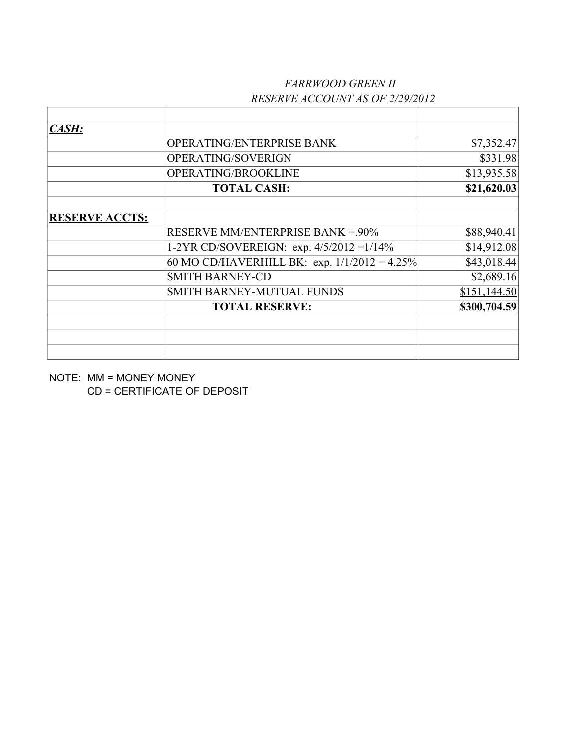*FARRWOOD GREEN II*

*RESERVE ACCOUNT AS OF 2/29/2012*

| | | |
|---|---|---|
| ***CASH:*** | | |
| | OPERATING/ENTERPRISE BANK | $7,352.47 |
| | OPERATING/SOVERIGN | $331.98 |
| | OPERATING/BROOKLINE | $13,935.58 |
| | **TOTAL CASH:** | **$21,620.03** |
| | | |
| **RESERVE ACCTS:** | | |
| | RESERVE MM/ENTERPRISE BANK =.90% | $88,940.41 |
| | 1-2YR CD/SOVEREIGN: exp. 4/5/2012 =1/14% | $14,912.08 |
| | 60 MO CD/HAVERHILL BK: exp. 1/1/2012 = 4.25% | $43,018.44 |
| | SMITH BARNEY-CD | $2,689.16 |
| | SMITH BARNEY-MUTUAL FUNDS | $151,144.50 |
| | **TOTAL RESERVE:** | **$300,704.59** |
| | | |
| | | |
| | | |

NOTE: MM = MONEY MONEY
CD = CERTIFICATE OF DEPOSIT